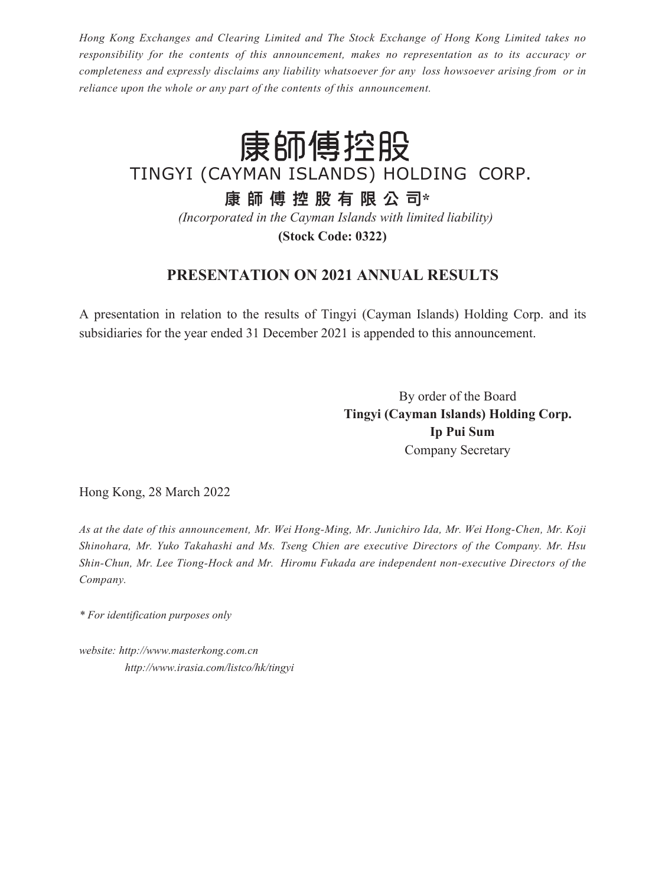*Hong Kong Exchanges and Clearing Limited and The Stock Exchange of Hong Kong Limited takes no responsibility for the contents of this announcement, makes no representation as to its accuracy or completeness and expressly disclaims any liability whatsoever for any loss howsoever arising from or in reliance upon the whole or any part of the contents of this announcement.*

# 康師傅控股

TINGYI (CAYMAN ISLANDS) HOLDING CORP.

**康師傅控股有限公司***

*(Incorporated in the Cayman Islands with limited liability)*

**(Stock Code: 0322)**

## PRESENTATION ON 2021 ANNUAL RESULTS

A presentation in relation to the results of Tingyi (Cayman Islands) Holding Corp. and its subsidiaries for the year ended 31 December 2021 is appended to this announcement.

By order of the Board
**Tingyi (Cayman Islands) Holding Corp.**
**Ip Pui Sum**
Company Secretary

Hong Kong, 28 March 2022

*As at the date of this announcement, Mr. Wei Hong-Ming, Mr. Junichiro Ida, Mr. Wei Hong-Chen, Mr. Koji Shinohara, Mr. Yuko Takahashi and Ms. Tseng Chien are executive Directors of the Company. Mr. Hsu Shin-Chun, Mr. Lee Tiong-Hock and Mr. Hiromu Fukada are independent non-executive Directors of the Company.*

*\* For identification purposes only*

*website: http://www.masterkong.com.cn*
*http://www.irasia.com/listco/hk/tingyi*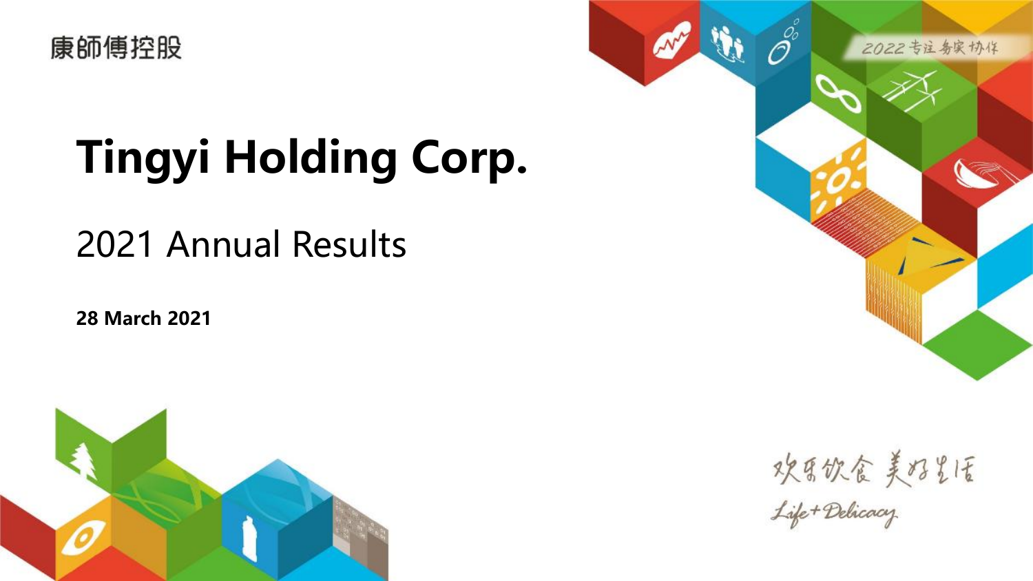康師傅控股

# Tingyi Holding Corp.

## 2021 Annual Results

**28 March 2021**

2022 专注 务实 协作

欢乐饮食 美好生活

Life+Delicacy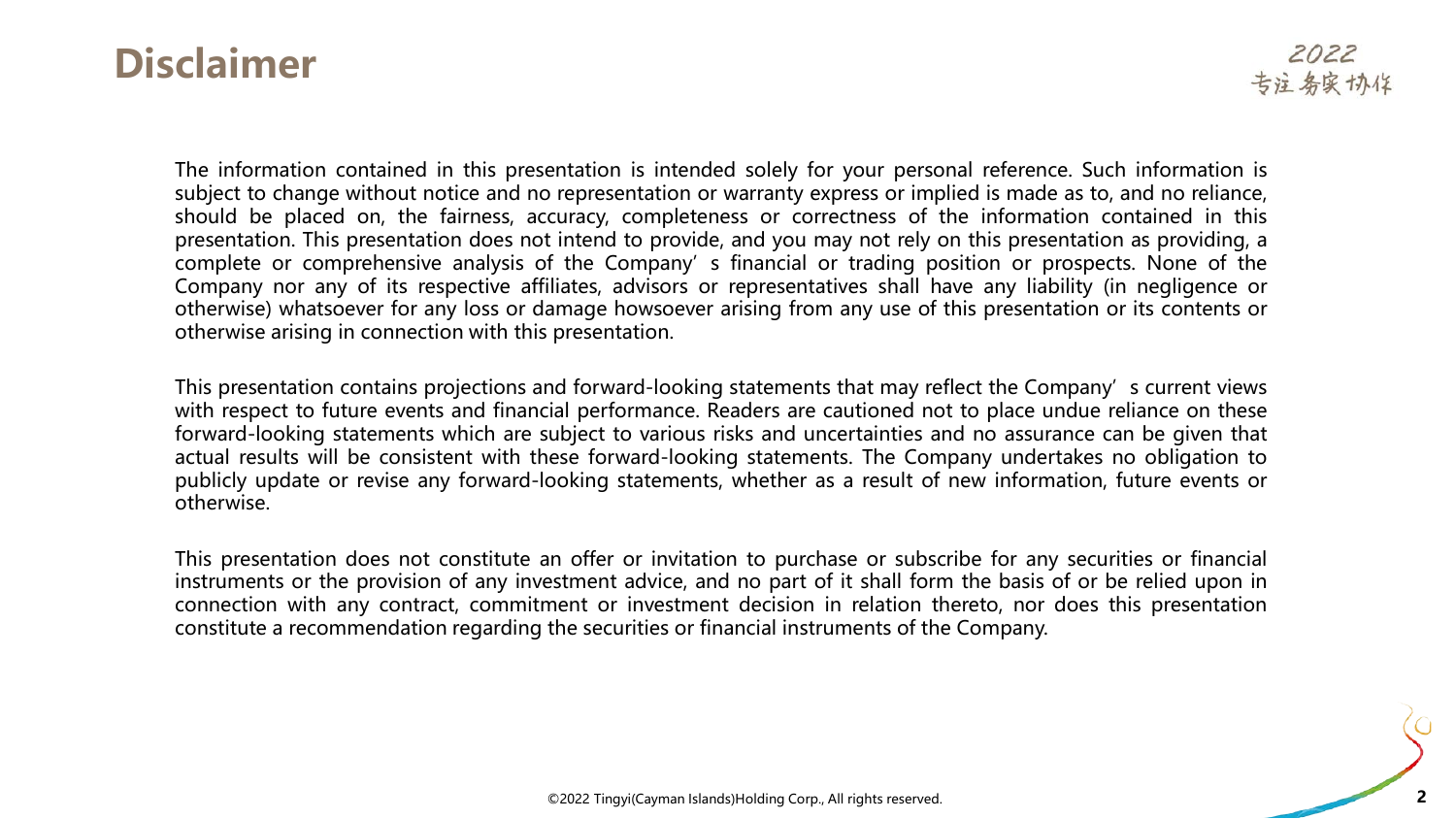# Disclaimer

2022
专注 务实 协作

The information contained in this presentation is intended solely for your personal reference. Such information is subject to change without notice and no representation or warranty express or implied is made as to, and no reliance, should be placed on, the fairness, accuracy, completeness or correctness of the information contained in this presentation. This presentation does not intend to provide, and you may not rely on this presentation as providing, a complete or comprehensive analysis of the Company's financial or trading position or prospects. None of the Company nor any of its respective affiliates, advisors or representatives shall have any liability (in negligence or otherwise) whatsoever for any loss or damage howsoever arising from any use of this presentation or its contents or otherwise arising in connection with this presentation.

This presentation contains projections and forward-looking statements that may reflect the Company's current views with respect to future events and financial performance. Readers are cautioned not to place undue reliance on these forward-looking statements which are subject to various risks and uncertainties and no assurance can be given that actual results will be consistent with these forward-looking statements. The Company undertakes no obligation to publicly update or revise any forward-looking statements, whether as a result of new information, future events or otherwise.

This presentation does not constitute an offer or invitation to purchase or subscribe for any securities or financial instruments or the provision of any investment advice, and no part of it shall form the basis of or be relied upon in connection with any contract, commitment or investment decision in relation thereto, nor does this presentation constitute a recommendation regarding the securities or financial instruments of the Company.

©2022 Tingyi(Cayman Islands)Holding Corp., All rights reserved.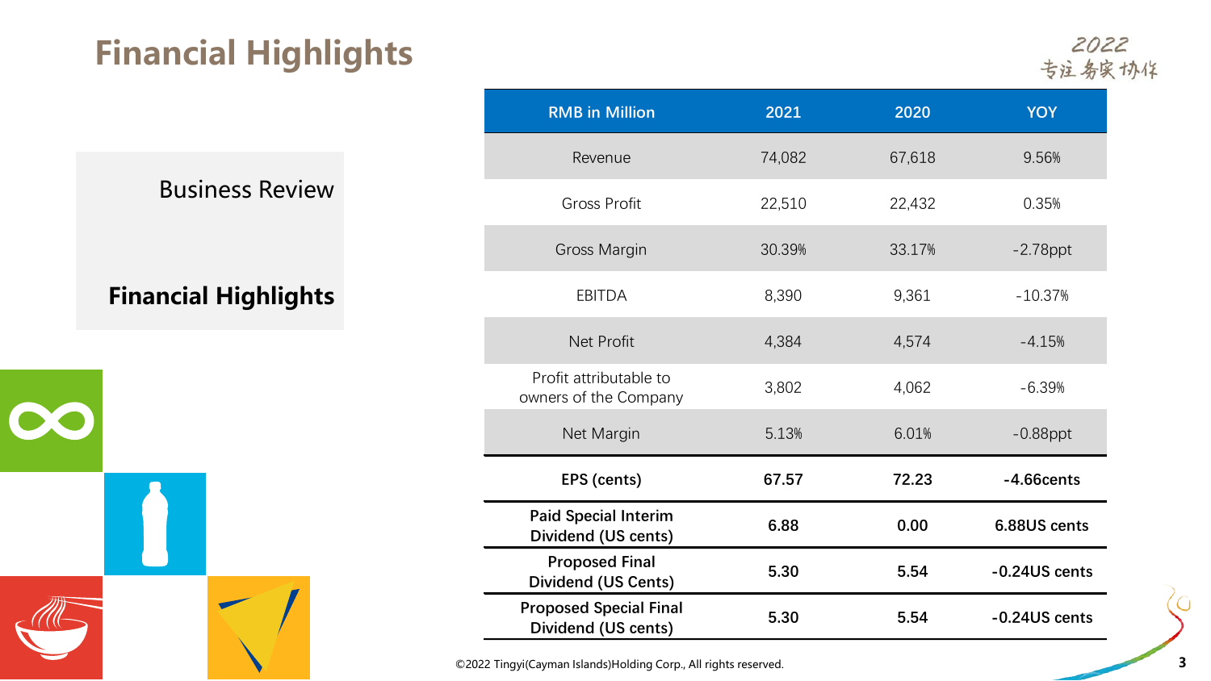# Financial Highlights

2022
专注 务实 协作

Business Review

**Financial Highlights**

| RMB in Million | 2021 | 2020 | YOY |
|---|---|---|---|
| Revenue | 74,082 | 67,618 | 9.56% |
| Gross Profit | 22,510 | 22,432 | 0.35% |
| Gross Margin | 30.39% | 33.17% | -2.78ppt |
| EBITDA | 8,390 | 9,361 | -10.37% |
| Net Profit | 4,384 | 4,574 | -4.15% |
| Profit attributable to owners of the Company | 3,802 | 4,062 | -6.39% |
| Net Margin | 5.13% | 6.01% | -0.88ppt |
| **EPS (cents)** | **67.57** | **72.23** | **-4.66cents** |
| **Paid Special Interim Dividend (US cents)** | **6.88** | **0.00** | **6.88US cents** |
| **Proposed Final Dividend (US Cents)** | **5.30** | **5.54** | **-0.24US cents** |
| **Proposed Special Final Dividend (US cents)** | **5.30** | **5.54** | **-0.24US cents** |

©2022 Tingyi(Cayman Islands)Holding Corp., All rights reserved.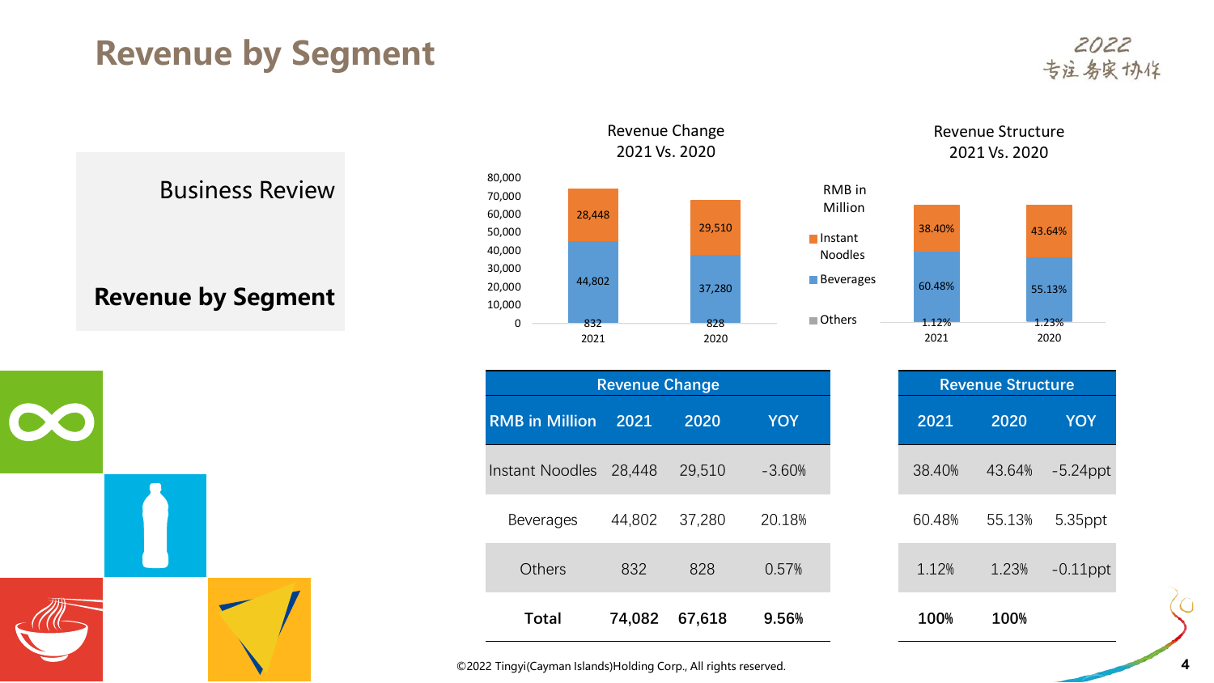# Revenue by Segment

2022
专注 务实 协作

Business Review

**Revenue by Segment**

Revenue Change
2021 Vs. 2020

RMB in Million

- Instant Noodles
- Beverages
- Others

| | 2021 | 2020 |
|---|---|---|
| Instant Noodles | 28,448 | 29,510 |
| Beverages | 44,802 | 37,280 |
| Others | 832 | 828 |

Revenue Structure
2021 Vs. 2020

| | 2021 | 2020 |
|---|---|---|
| Instant Noodles | 38.40% | 43.64% |
| Beverages | 60.48% | 55.13% |
| Others | 1.12% | 1.23% |

| Revenue Change | | | | Revenue Structure | | |
|---|---|---|---|---|---|---|
| RMB in Million | 2021 | 2020 | YOY | 2021 | 2020 | YOY |
| Instant Noodles | 28,448 | 29,510 | -3.60% | 38.40% | 43.64% | -5.24ppt |
| Beverages | 44,802 | 37,280 | 20.18% | 60.48% | 55.13% | 5.35ppt |
| Others | 832 | 828 | 0.57% | 1.12% | 1.23% | -0.11ppt |
| **Total** | **74,082** | **67,618** | **9.56%** | **100%** | **100%** | |

©2022 Tingyi(Cayman Islands)Holding Corp., All rights reserved.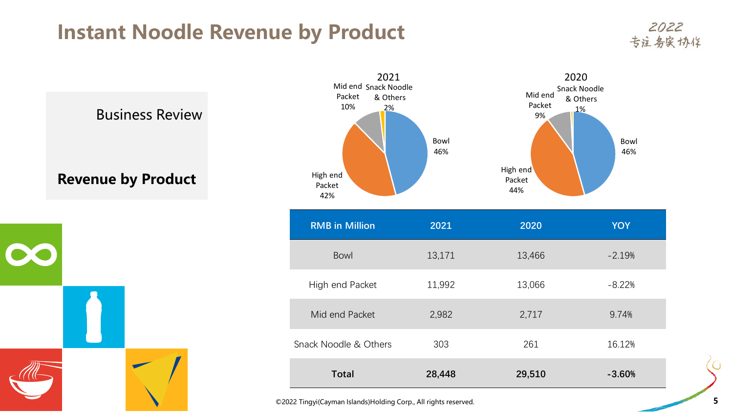# Instant Noodle Revenue by Product

2022
专注 务实 协作

Business Review

**Revenue by Product**

2021

- Bowl 46%
- High end Packet 42%
- Mid end Packet 10%
- Snack Noodle & Others 2%

2020

- Bowl 46%
- High end Packet 44%
- Mid end Packet 9%
- Snack Noodle & Others 1%

| RMB in Million | 2021 | 2020 | YOY |
|---|---|---|---|
| Bowl | 13,171 | 13,466 | -2.19% |
| High end Packet | 11,992 | 13,066 | -8.22% |
| Mid end Packet | 2,982 | 2,717 | 9.74% |
| Snack Noodle & Others | 303 | 261 | 16.12% |
| **Total** | **28,448** | **29,510** | **-3.60%** |

©2022 Tingyi(Cayman Islands)Holding Corp., All rights reserved.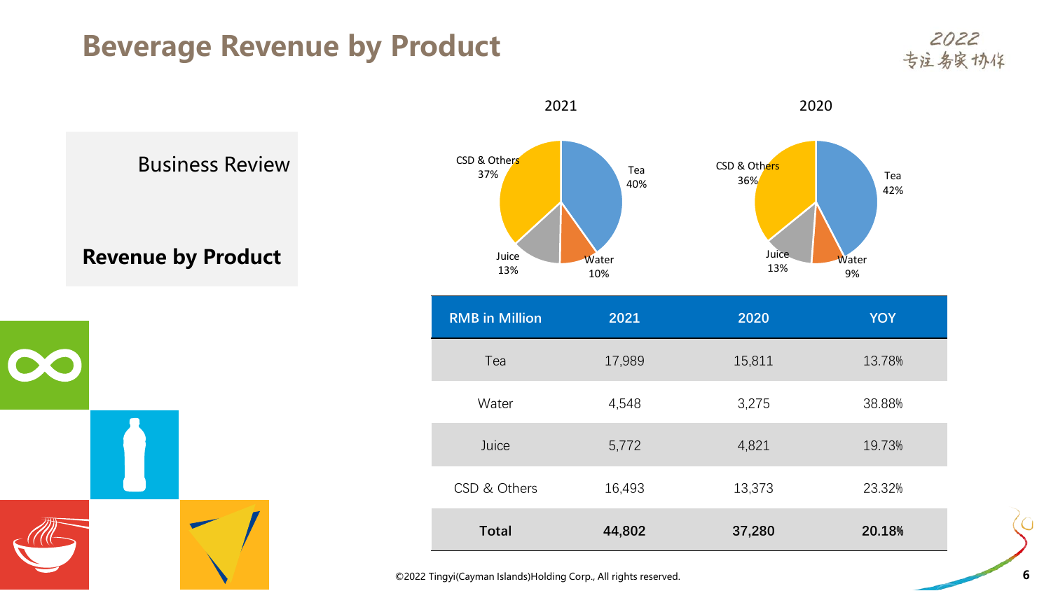# Beverage Revenue by Product

2022
专注 务实 协作

Business Review

**Revenue by Product**

2021

- Tea 40%
- Water 10%
- Juice 13%
- CSD & Others 37%

2020

- Tea 42%
- Water 9%
- Juice 13%
- CSD & Others 36%

| RMB in Million | 2021 | 2020 | YOY |
|---|---|---|---|
| Tea | 17,989 | 15,811 | 13.78% |
| Water | 4,548 | 3,275 | 38.88% |
| Juice | 5,772 | 4,821 | 19.73% |
| CSD & Others | 16,493 | 13,373 | 23.32% |
| **Total** | **44,802** | **37,280** | **20.18%** |

©2022 Tingyi(Cayman Islands)Holding Corp., All rights reserved.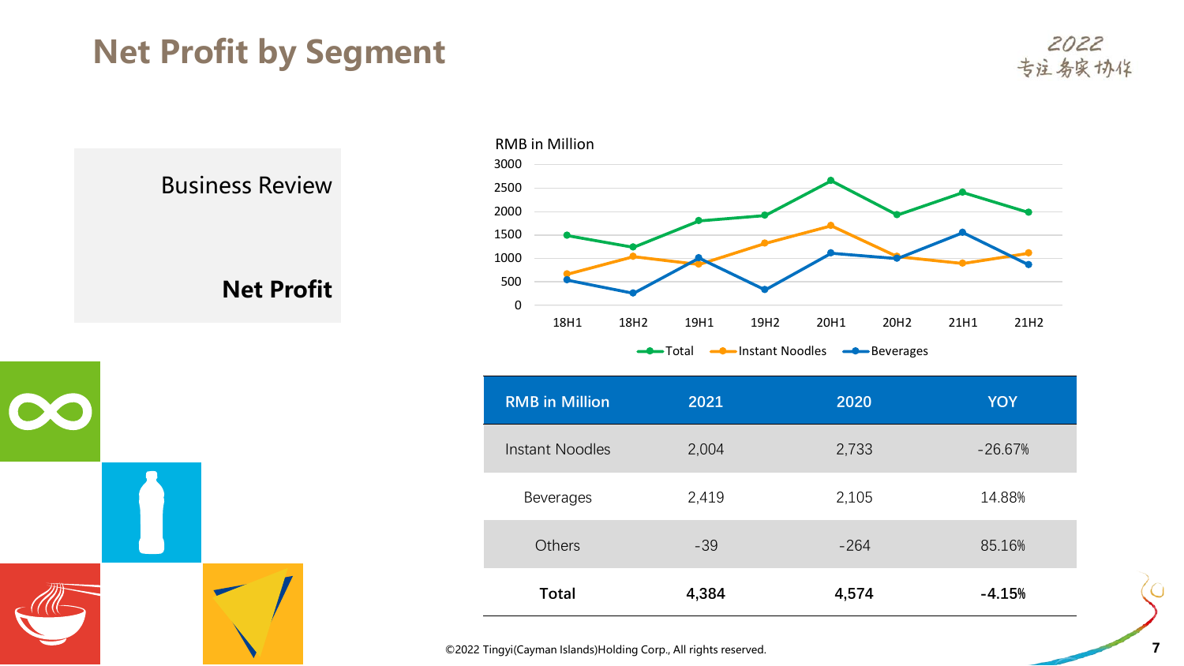# Net Profit by Segment

2022
专注 务实 协作

Business Review

**Net Profit**

RMB in Million

Total, Instant Noodles, Beverages

| RMB in Million | 2021 | 2020 | YOY |
|---|---|---|---|
| Instant Noodles | 2,004 | 2,733 | -26.67% |
| Beverages | 2,419 | 2,105 | 14.88% |
| Others | -39 | -264 | 85.16% |
| **Total** | **4,384** | **4,574** | **-4.15%** |

©2022 Tingyi(Cayman Islands)Holding Corp., All rights reserved.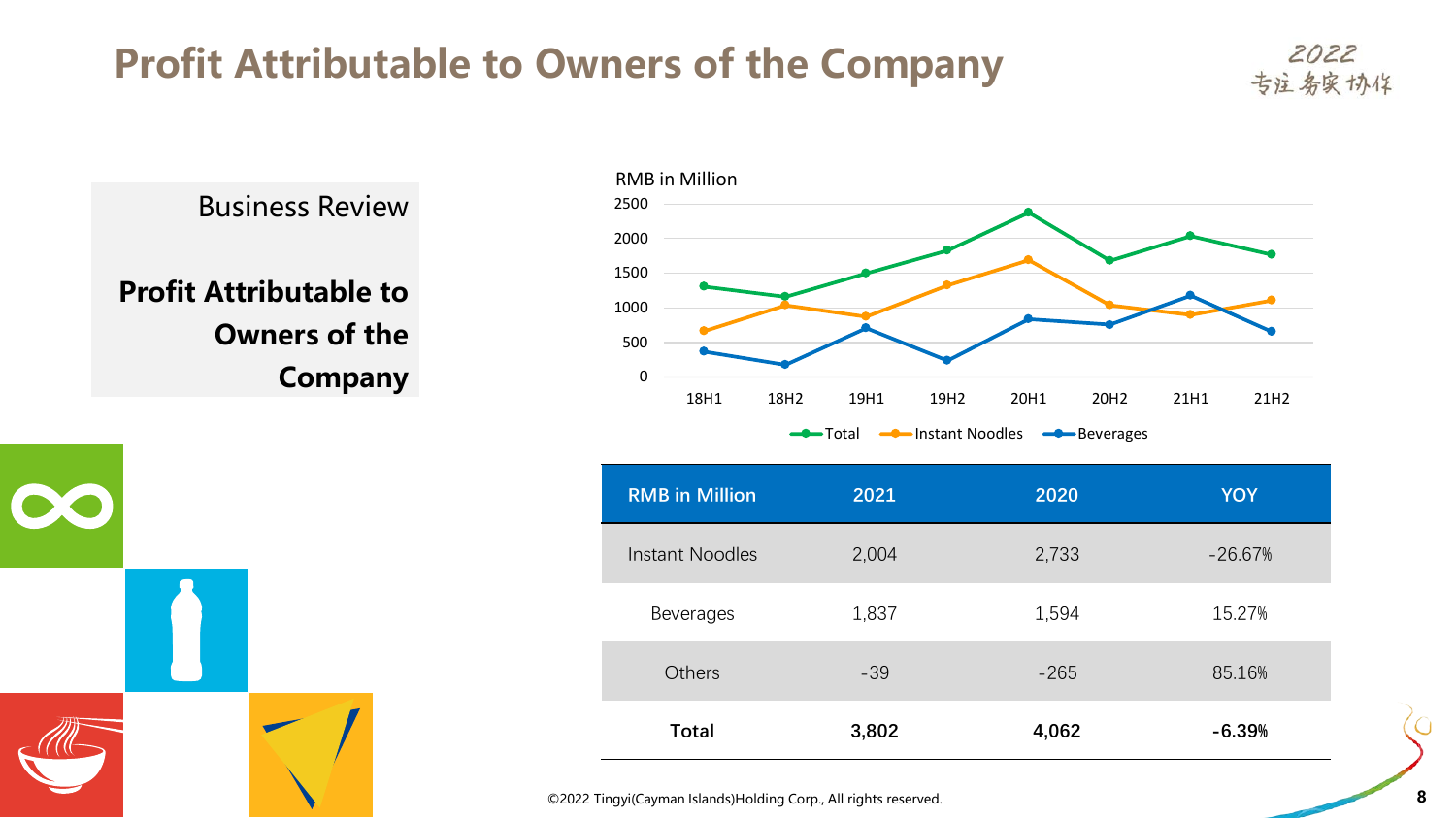# Profit Attributable to Owners of the Company

2022
专注 务实 协作

Business Review

**Profit Attributable to Owners of the Company**

RMB in Million

| RMB in Million | 2021 | 2020 | YOY |
|---|---|---|---|
| Instant Noodles | 2,004 | 2,733 | -26.67% |
| Beverages | 1,837 | 1,594 | 15.27% |
| Others | -39 | -265 | 85.16% |
| **Total** | **3,802** | **4,062** | **-6.39%** |

©2022 Tingyi(Cayman Islands)Holding Corp., All rights reserved.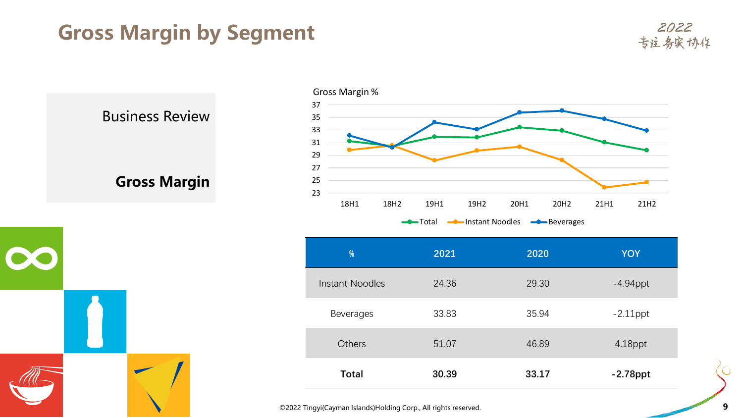# Gross Margin by Segment

2022
专注 务实 协作

Business Review

**Gross Margin**

Gross Margin %

| % | 2021 | 2020 | YOY |
|---|---|---|---|
| Instant Noodles | 24.36 | 29.30 | -4.94ppt |
| Beverages | 33.83 | 35.94 | -2.11ppt |
| Others | 51.07 | 46.89 | 4.18ppt |
| **Total** | **30.39** | **33.17** | **-2.78ppt** |

©2022 Tingyi(Cayman Islands)Holding Corp., All rights reserved.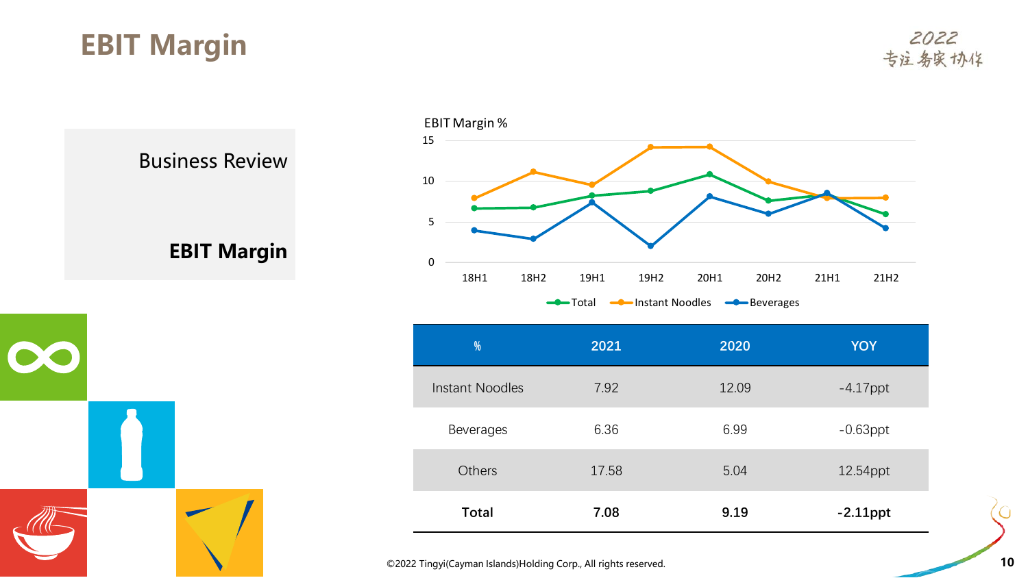# EBIT Margin

Business Review

**EBIT Margin**

EBIT Margin %

| % | 2021 | 2020 | YOY |
|---|---|---|---|
| Instant Noodles | 7.92 | 12.09 | -4.17ppt |
| Beverages | 6.36 | 6.99 | -0.63ppt |
| Others | 17.58 | 5.04 | 12.54ppt |
| **Total** | **7.08** | **9.19** | **-2.11ppt** |

©2022 Tingyi(Cayman Islands)Holding Corp., All rights reserved.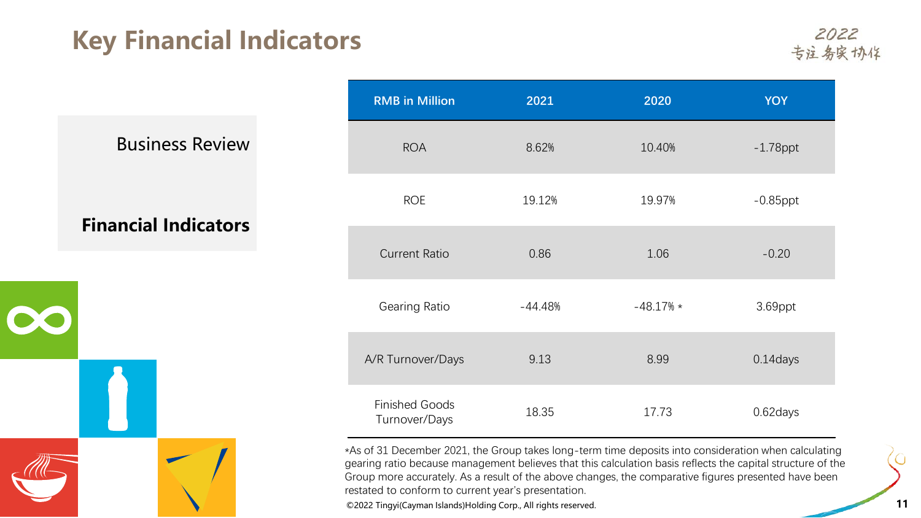# Key Financial Indicators

2022
专注 务实 协作

Business Review

**Financial Indicators**

| RMB in Million | 2021 | 2020 | YOY |
|---|---|---|---|
| ROA | 8.62% | 10.40% | -1.78ppt |
| ROE | 19.12% | 19.97% | -0.85ppt |
| Current Ratio | 0.86 | 1.06 | -0.20 |
| Gearing Ratio | -44.48% | -48.17% * | 3.69ppt |
| A/R Turnover/Days | 9.13 | 8.99 | 0.14days |
| Finished Goods Turnover/Days | 18.35 | 17.73 | 0.62days |

*As of 31 December 2021, the Group takes long-term time deposits into consideration when calculating gearing ratio because management believes that this calculation basis reflects the capital structure of the Group more accurately. As a result of the above changes, the comparative figures presented have been restated to conform to current year's presentation.

©2022 Tingyi(Cayman Islands)Holding Corp., All rights reserved.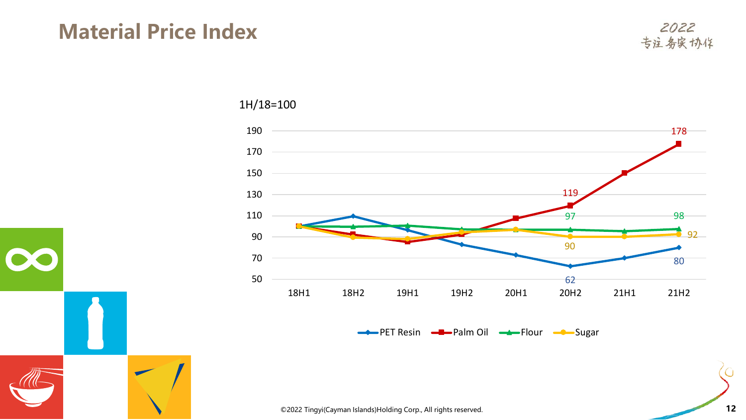# Material Price Index

2022
专注 务实 协作

1H/18=100

| | 18H1 | 18H2 | 19H1 | 19H2 | 20H1 | 20H2 | 21H1 | 21H2 |
|---|---|---|---|---|---|---|---|---|
| PET Resin | | | | | | 62 | | 80 |
| Palm Oil | | | | | | 119 | | 178 |
| Flour | | | | | | 97 | | 98 |
| Sugar | | | | | | 90 | | 92 |

©2022 Tingyi(Cayman Islands)Holding Corp., All rights reserved.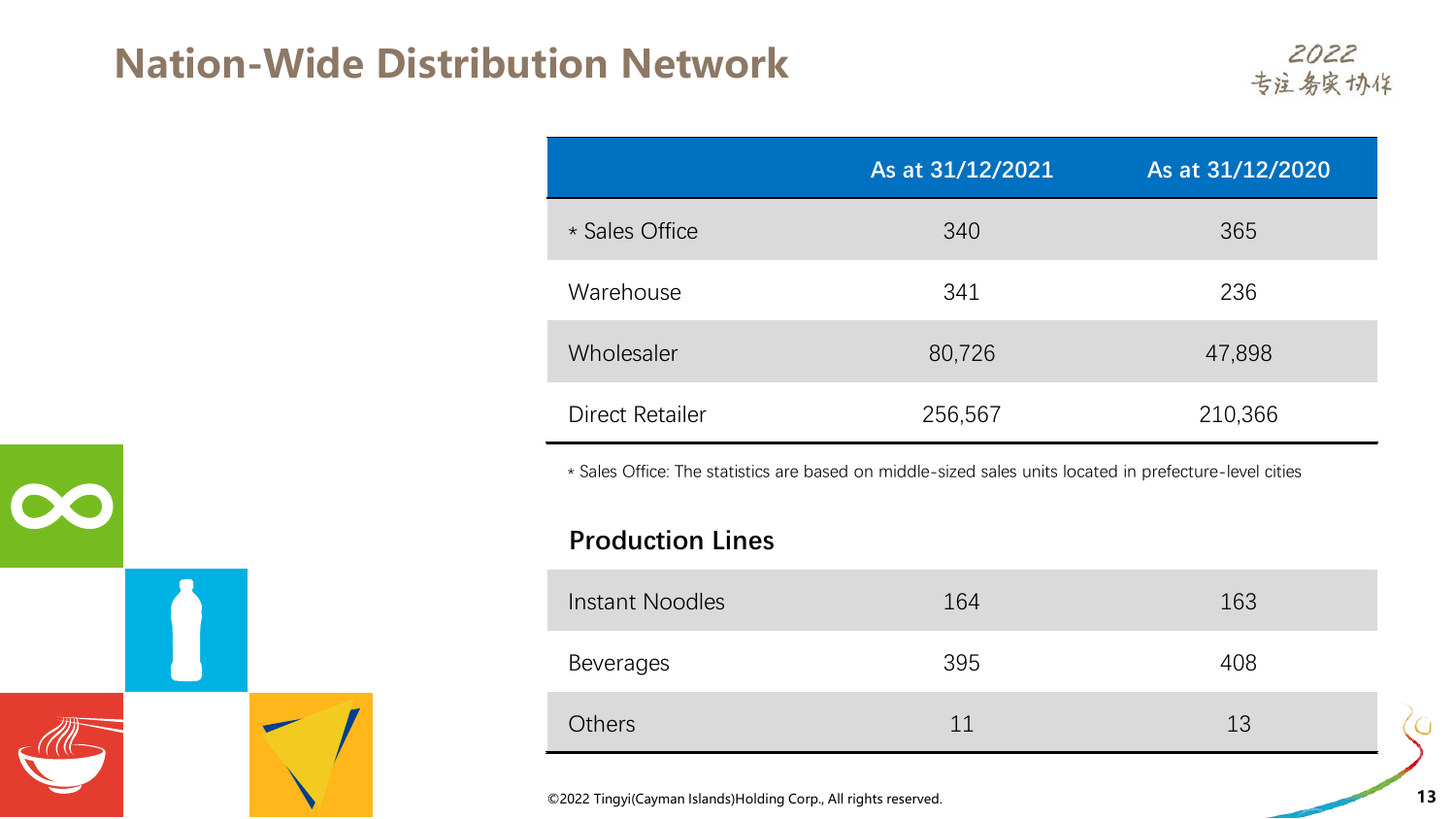# Nation-Wide Distribution Network

2022
专注 务实 协作

| | As at 31/12/2021 | As at 31/12/2020 |
|---|---|---|
| * Sales Office | 340 | 365 |
| Warehouse | 341 | 236 |
| Wholesaler | 80,726 | 47,898 |
| Direct Retailer | 256,567 | 210,366 |

* Sales Office: The statistics are based on middle-sized sales units located in prefecture-level cities

**Production Lines**

| | As at 31/12/2021 | As at 31/12/2020 |
|---|---|---|
| Instant Noodles | 164 | 163 |
| Beverages | 395 | 408 |
| Others | 11 | 13 |

©2022 Tingyi(Cayman Islands)Holding Corp., All rights reserved.